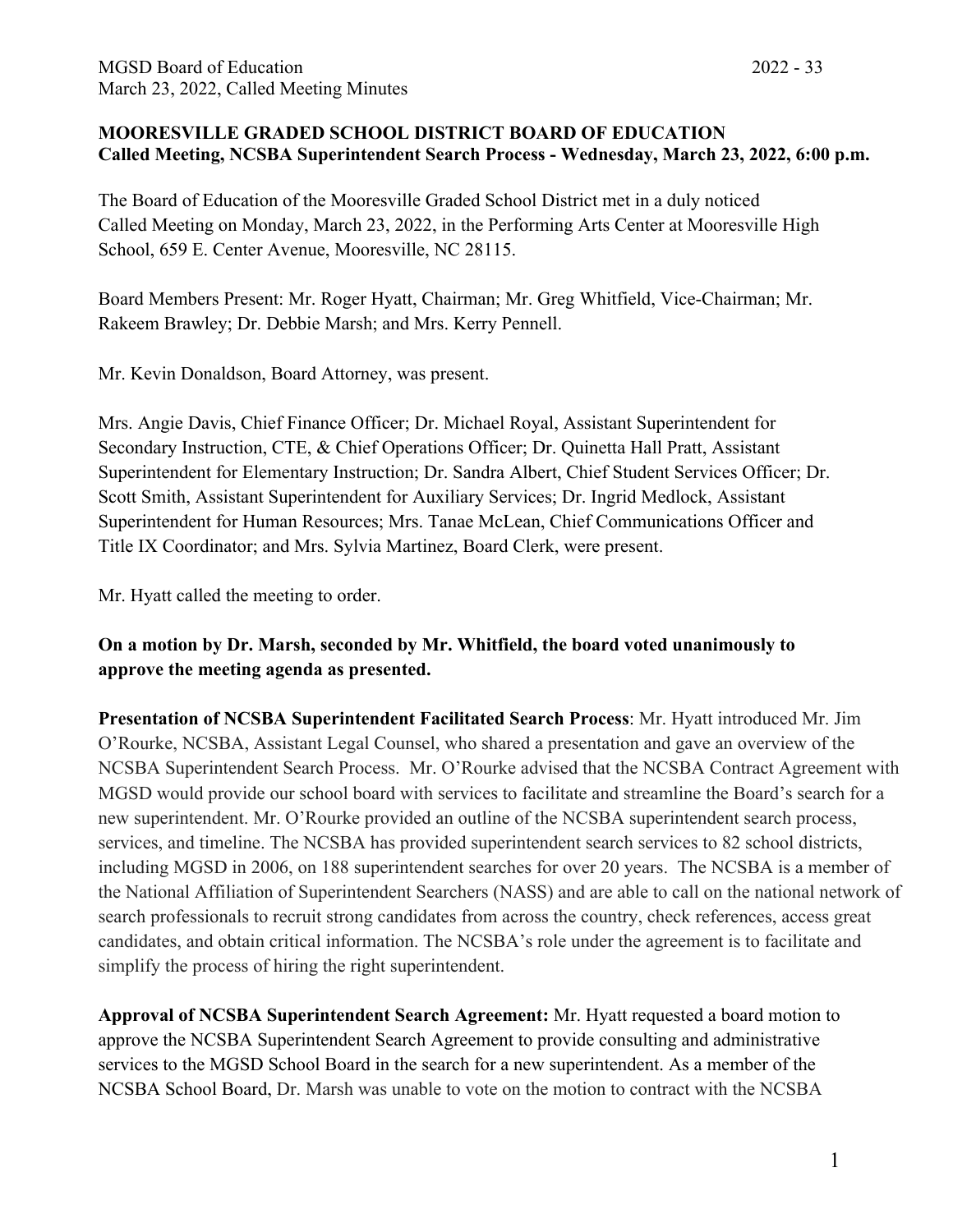**MOORESVILLE GRADED SCHOOL DISTRICT BOARD OF EDUCATION**
**Called Meeting, NCSBA Superintendent Search Process - Wednesday, March 23, 2022, 6:00 p.m.**

The Board of Education of the Mooresville Graded School District met in a duly noticed Called Meeting on Monday, March 23, 2022, in the Performing Arts Center at Mooresville High School, 659 E. Center Avenue, Mooresville, NC 28115.

Board Members Present: Mr. Roger Hyatt, Chairman; Mr. Greg Whitfield, Vice-Chairman; Mr. Rakeem Brawley; Dr. Debbie Marsh; and Mrs. Kerry Pennell.

Mr. Kevin Donaldson, Board Attorney, was present.

Mrs. Angie Davis, Chief Finance Officer; Dr. Michael Royal, Assistant Superintendent for Secondary Instruction, CTE, & Chief Operations Officer; Dr. Quinetta Hall Pratt, Assistant Superintendent for Elementary Instruction; Dr. Sandra Albert, Chief Student Services Officer; Dr. Scott Smith, Assistant Superintendent for Auxiliary Services; Dr. Ingrid Medlock, Assistant Superintendent for Human Resources; Mrs. Tanae McLean, Chief Communications Officer and Title IX Coordinator; and Mrs. Sylvia Martinez, Board Clerk, were present.

Mr. Hyatt called the meeting to order.

**On a motion by Dr. Marsh, seconded by Mr. Whitfield, the board voted unanimously to approve the meeting agenda as presented.**

**Presentation of NCSBA Superintendent Facilitated Search Process**: Mr. Hyatt introduced Mr. Jim O'Rourke, NCSBA, Assistant Legal Counsel, who shared a presentation and gave an overview of the NCSBA Superintendent Search Process. Mr. O'Rourke advised that the NCSBA Contract Agreement with MGSD would provide our school board with services to facilitate and streamline the Board's search for a new superintendent. Mr. O'Rourke provided an outline of the NCSBA superintendent search process, services, and timeline. The NCSBA has provided superintendent search services to 82 school districts, including MGSD in 2006, on 188 superintendent searches for over 20 years. The NCSBA is a member of the National Affiliation of Superintendent Searchers (NASS) and are able to call on the national network of search professionals to recruit strong candidates from across the country, check references, access great candidates, and obtain critical information. The NCSBA's role under the agreement is to facilitate and simplify the process of hiring the right superintendent.

**Approval of NCSBA Superintendent Search Agreement:** Mr. Hyatt requested a board motion to approve the NCSBA Superintendent Search Agreement to provide consulting and administrative services to the MGSD School Board in the search for a new superintendent. As a member of the NCSBA School Board, Dr. Marsh was unable to vote on the motion to contract with the NCSBA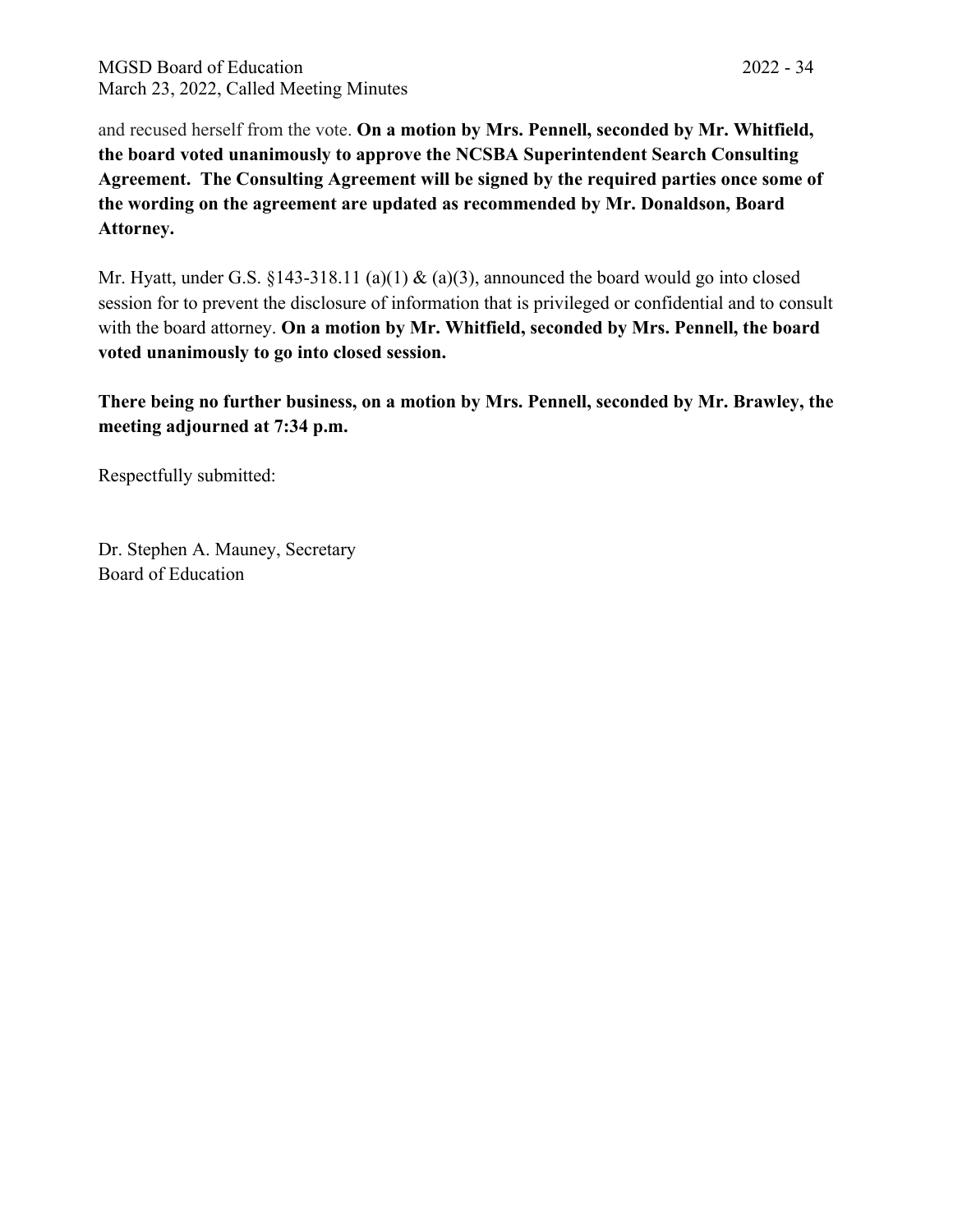and recused herself from the vote. **On a motion by Mrs. Pennell, seconded by Mr. Whitfield, the board voted unanimously to approve the NCSBA Superintendent Search Consulting Agreement. The Consulting Agreement will be signed by the required parties once some of the wording on the agreement are updated as recommended by Mr. Donaldson, Board Attorney.**

Mr. Hyatt, under G.S. §143-318.11 (a)(1) & (a)(3), announced the board would go into closed session for to prevent the disclosure of information that is privileged or confidential and to consult with the board attorney. **On a motion by Mr. Whitfield, seconded by Mrs. Pennell, the board voted unanimously to go into closed session.**

**There being no further business, on a motion by Mrs. Pennell, seconded by Mr. Brawley, the meeting adjourned at 7:34 p.m.**

Respectfully submitted:

Dr. Stephen A. Mauney, Secretary
Board of Education